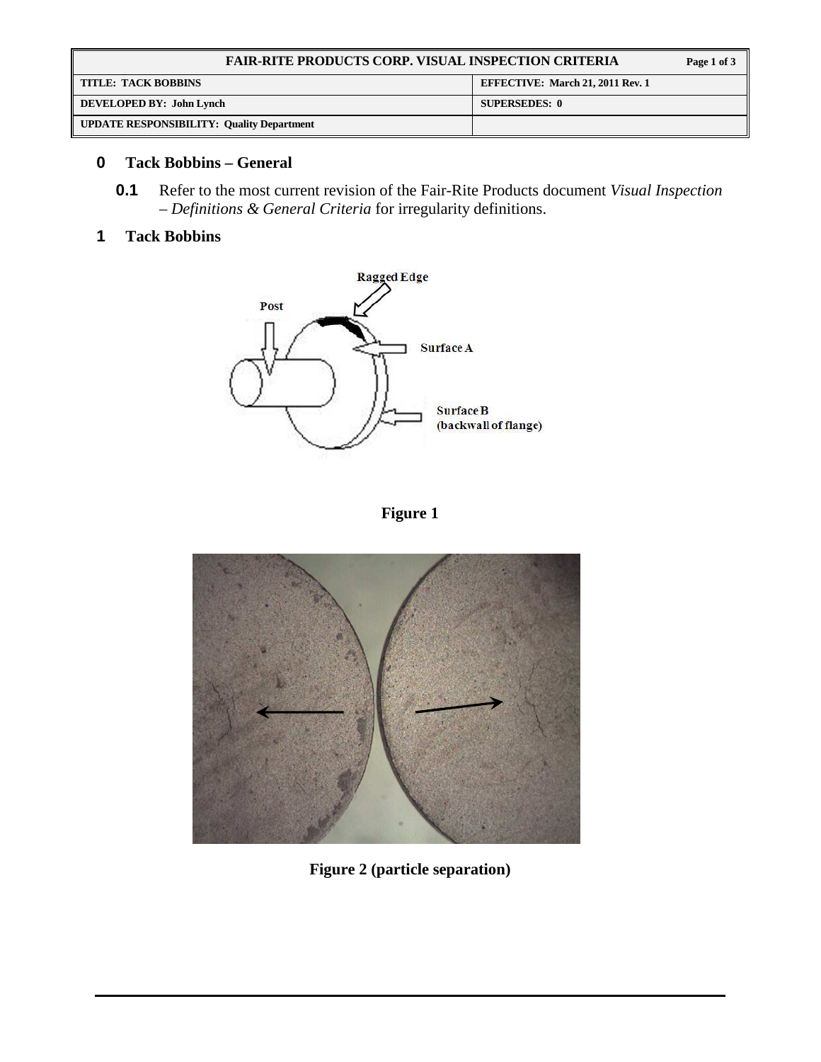| FAIR-RITE PRODUCTS CORP. VISUAL INSPECTION CRITERIA | |
|---|---|
| **TITLE: TACK BOBBINS** | **EFFECTIVE: March 21, 2011 Rev. 1** |
| **DEVELOPED BY: John Lynch** | **SUPERSEDES: 0** |
| **UPDATE RESPONSIBILITY: Quality Department** | |

## 0 Tack Bobbins – General

**0.1** Refer to the most current revision of the Fair-Rite Products document *Visual Inspection – Definitions & General Criteria* for irregularity definitions.

## 1 Tack Bobbins

**Figure 1**

**Figure 2 (particle separation)**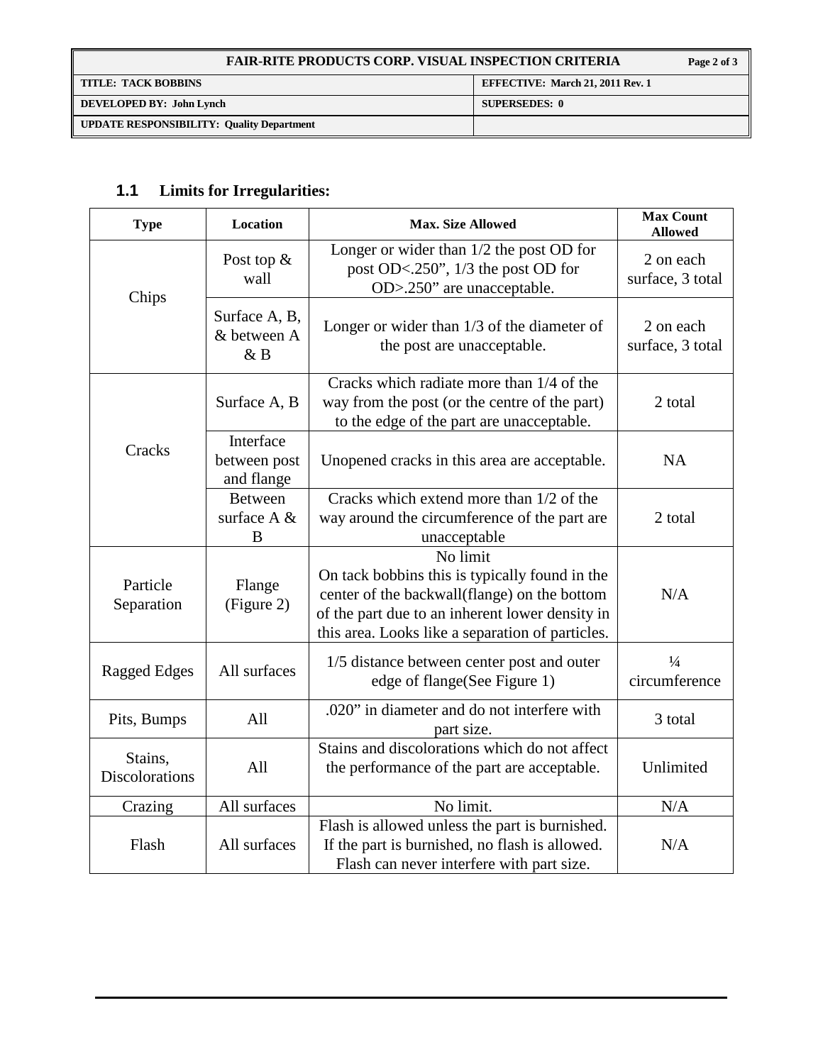### 1.1 Limits for Irregularities:

| Type | Location | Max. Size Allowed | Max Count Allowed |
|---|---|---|---|
| Chips | Post top & wall | Longer or wider than 1/2 the post OD for post OD<.250", 1/3 the post OD for OD>.250" are unacceptable. | 2 on each surface, 3 total |
| | Surface A, B, & between A & B | Longer or wider than 1/3 of the diameter of the post are unacceptable. | 2 on each surface, 3 total |
| Cracks | Surface A, B | Cracks which radiate more than 1/4 of the way from the post (or the centre of the part) to the edge of the part are unacceptable. | 2 total |
| | Interface between post and flange | Unopened cracks in this area are acceptable. | NA |
| | Between surface A & B | Cracks which extend more than 1/2 of the way around the circumference of the part are unacceptable | 2 total |
| Particle Separation | Flange (Figure 2) | No limit<br>On tack bobbins this is typically found in the center of the backwall(flange) on the bottom of the part due to an inherent lower density in this area. Looks like a separation of particles. | N/A |
| Ragged Edges | All surfaces | 1/5 distance between center post and outer edge of flange(See Figure 1) | ¼ circumference |
| Pits, Bumps | All | .020" in diameter and do not interfere with part size. | 3 total |
| Stains, Discolorations | All | Stains and discolorations which do not affect the performance of the part are acceptable. | Unlimited |
| Crazing | All surfaces | No limit. | N/A |
| Flash | All surfaces | Flash is allowed unless the part is burnished. If the part is burnished, no flash is allowed. Flash can never interfere with part size. | N/A |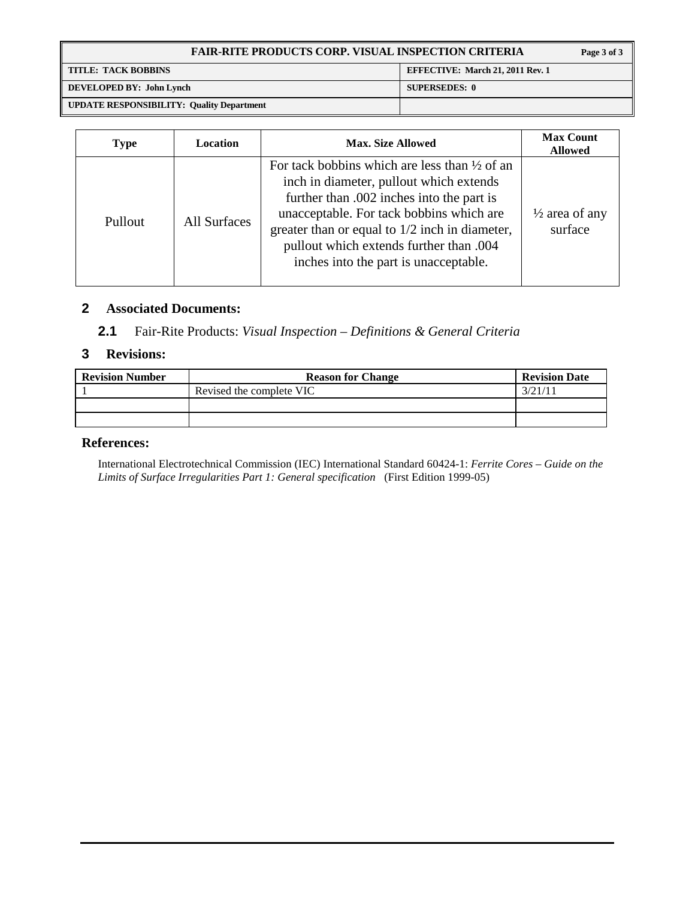| Type | Location | Max. Size Allowed | Max Count Allowed |
| --- | --- | --- | --- |
| Pullout | All Surfaces | For tack bobbins which are less than ½ of an inch in diameter, pullout which extends further than .002 inches into the part is unacceptable. For tack bobbins which are greater than or equal to 1/2 inch in diameter, pullout which extends further than .004 inches into the part is unacceptable. | ½ area of any surface |

## 2 Associated Documents:

### 2.1 Fair-Rite Products: *Visual Inspection – Definitions & General Criteria*

## 3 Revisions:

| Revision Number | Reason for Change | Revision Date |
| --- | --- | --- |
| 1 | Revised the complete VIC | 3/21/11 |
| | | |
| | | |

## References:

International Electrotechnical Commission (IEC) International Standard 60424-1: *Ferrite Cores – Guide on the Limits of Surface Irregularities Part 1: General specification* (First Edition 1999-05)